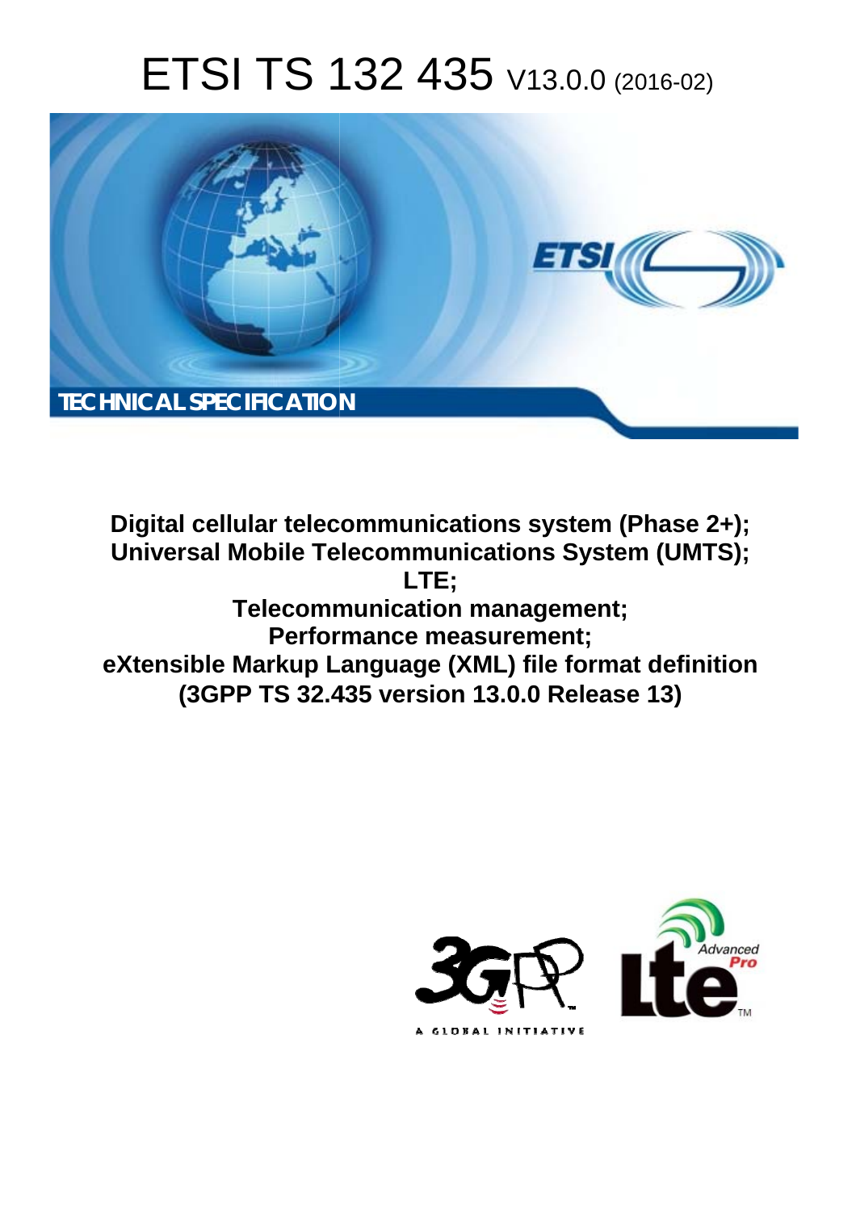# ETSI TS 132 435 V13.0.0 (2016-02)

TECHNICAL SPECIFICATION

**Digital cellular telecommunications system (Phase 2+);**
**Universal Mobile Telecommunications System (UMTS);**
**LTE;**
**Telecommunication management;**
**Performance measurement;**
**eXtensible Markup Language (XML) file format definition**
**(3GPP TS 32.435 version 13.0.0 Release 13)**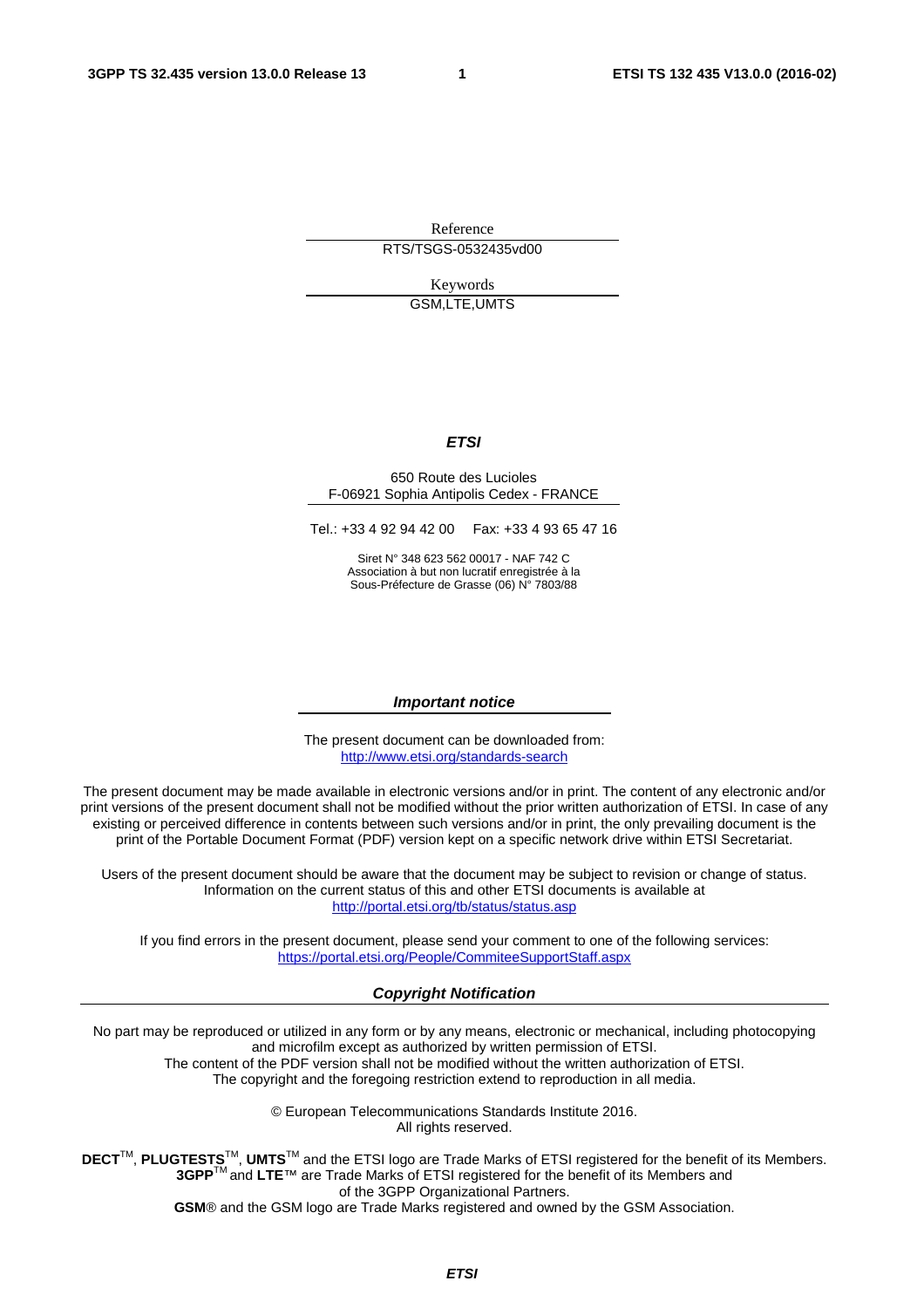Reference

RTS/TSGS-0532435vd00

Keywords

GSM,LTE,UMTS

***ETSI***

650 Route des Lucioles
F-06921 Sophia Antipolis Cedex - FRANCE

Tel.: +33 4 92 94 42 00 Fax: +33 4 93 65 47 16

Siret N° 348 623 562 00017 - NAF 742 C
Association à but non lucratif enregistrée à la
Sous-Préfecture de Grasse (06) N° 7803/88

***Important notice***

The present document can be downloaded from:
http://www.etsi.org/standards-search

The present document may be made available in electronic versions and/or in print. The content of any electronic and/or print versions of the present document shall not be modified without the prior written authorization of ETSI. In case of any existing or perceived difference in contents between such versions and/or in print, the only prevailing document is the print of the Portable Document Format (PDF) version kept on a specific network drive within ETSI Secretariat.

Users of the present document should be aware that the document may be subject to revision or change of status. Information on the current status of this and other ETSI documents is available at
http://portal.etsi.org/tb/status/status.asp

If you find errors in the present document, please send your comment to one of the following services:
https://portal.etsi.org/People/CommiteeSupportStaff.aspx

***Copyright Notification***

No part may be reproduced or utilized in any form or by any means, electronic or mechanical, including photocopying and microfilm except as authorized by written permission of ETSI.
The content of the PDF version shall not be modified without the written authorization of ETSI.
The copyright and the foregoing restriction extend to reproduction in all media.

© European Telecommunications Standards Institute 2016.
All rights reserved.

**DECT**™, **PLUGTESTS**™, **UMTS**™ and the ETSI logo are Trade Marks of ETSI registered for the benefit of its Members.
**3GPP**™ and **LTE**™ are Trade Marks of ETSI registered for the benefit of its Members and of the 3GPP Organizational Partners.
**GSM**® and the GSM logo are Trade Marks registered and owned by the GSM Association.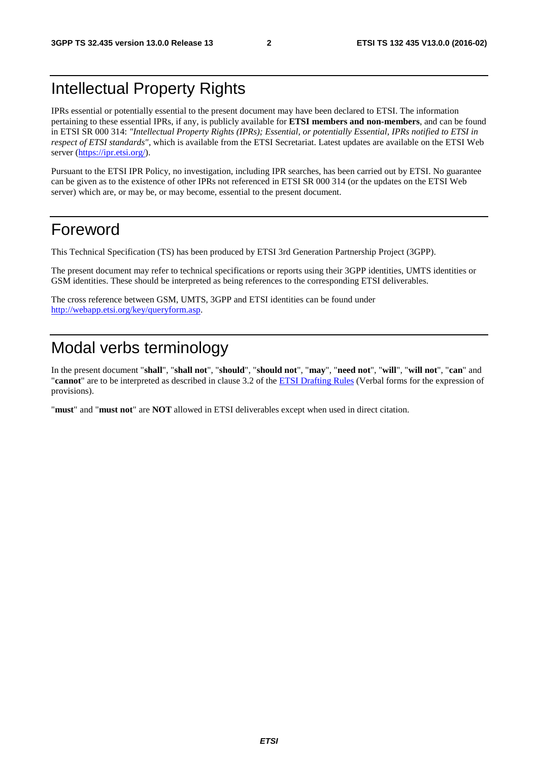# Intellectual Property Rights

IPRs essential or potentially essential to the present document may have been declared to ETSI. The information pertaining to these essential IPRs, if any, is publicly available for **ETSI members and non-members**, and can be found in ETSI SR 000 314: *"Intellectual Property Rights (IPRs); Essential, or potentially Essential, IPRs notified to ETSI in respect of ETSI standards"*, which is available from the ETSI Secretariat. Latest updates are available on the ETSI Web server (https://ipr.etsi.org/).

Pursuant to the ETSI IPR Policy, no investigation, including IPR searches, has been carried out by ETSI. No guarantee can be given as to the existence of other IPRs not referenced in ETSI SR 000 314 (or the updates on the ETSI Web server) which are, or may be, or may become, essential to the present document.

# Foreword

This Technical Specification (TS) has been produced by ETSI 3rd Generation Partnership Project (3GPP).

The present document may refer to technical specifications or reports using their 3GPP identities, UMTS identities or GSM identities. These should be interpreted as being references to the corresponding ETSI deliverables.

The cross reference between GSM, UMTS, 3GPP and ETSI identities can be found under http://webapp.etsi.org/key/queryform.asp.

# Modal verbs terminology

In the present document "**shall**", "**shall not**", "**should**", "**should not**", "**may**", "**need not**", "**will**", "**will not**", "**can**" and "**cannot**" are to be interpreted as described in clause 3.2 of the ETSI Drafting Rules (Verbal forms for the expression of provisions).

"**must**" and "**must not**" are **NOT** allowed in ETSI deliverables except when used in direct citation.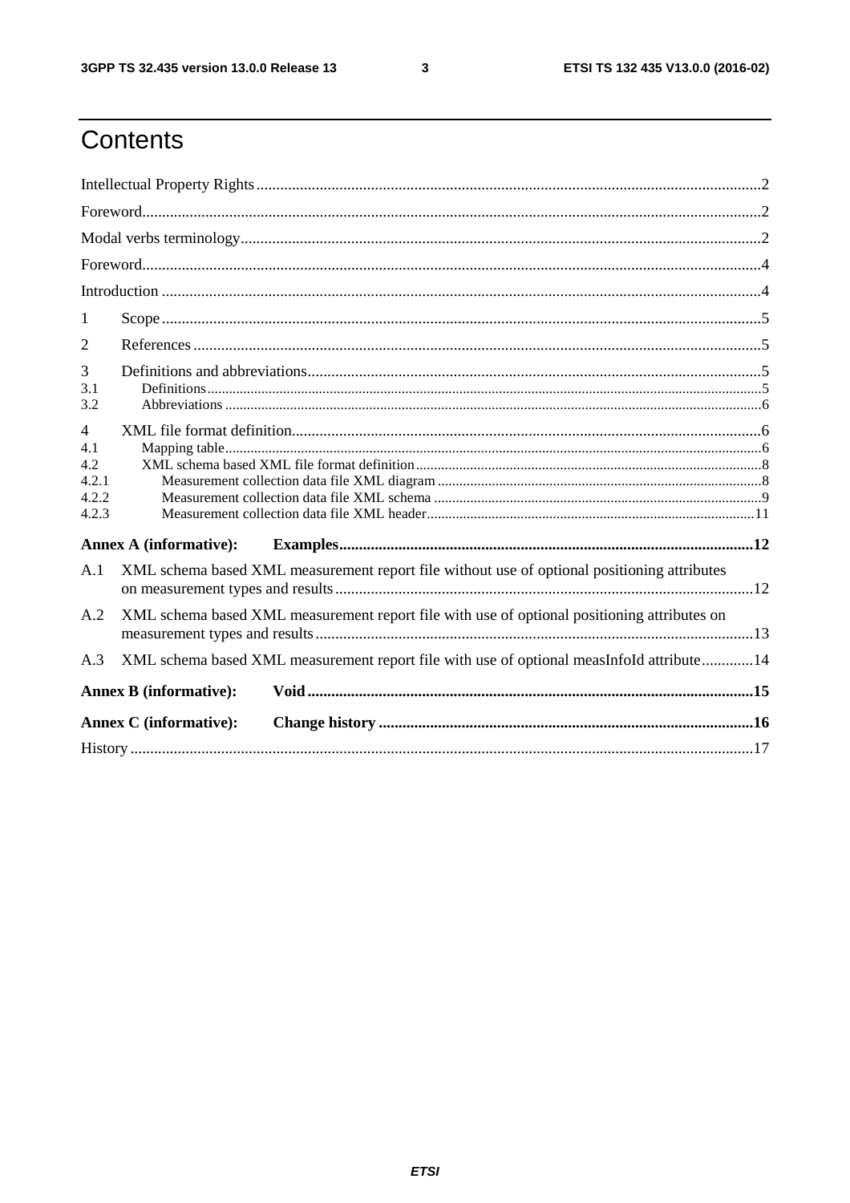# Contents

Intellectual Property Rights ........................................................................................................................... 2

Foreword ........................................................................................................................................................ 2

Modal verbs terminology ............................................................................................................................... 2

Foreword ........................................................................................................................................................ 4

Introduction ................................................................................................................................................... 4

1 Scope ......................................................................................................................................................... 5

2 References ................................................................................................................................................. 5

3 Definitions and abbreviations .................................................................................................................... 5

3.1 Definitions .............................................................................................................................................. 5

3.2 Abbreviations ......................................................................................................................................... 6

4 XML file format definition ........................................................................................................................ 6

4.1 Mapping table ......................................................................................................................................... 6

4.2 XML schema based XML file format definition .................................................................................... 8

4.2.1 Measurement collection data file XML diagram ................................................................................. 8

4.2.2 Measurement collection data file XML schema .................................................................................. 9

4.2.3 Measurement collection data file XML header .................................................................................. 11

**Annex A (informative): Examples** ........................................................................................................ **12**

A.1 XML schema based XML measurement report file without use of optional positioning attributes on measurement types and results .............................................................................................................. 12

A.2 XML schema based XML measurement report file with use of optional positioning attributes on measurement types and results .............................................................................................................. 13

A.3 XML schema based XML measurement report file with use of optional measInfoId attribute ............. 14

**Annex B (informative): Void** ................................................................................................................ **15**

**Annex C (informative): Change history** ............................................................................................... **16**

History ......................................................................................................................................................... 17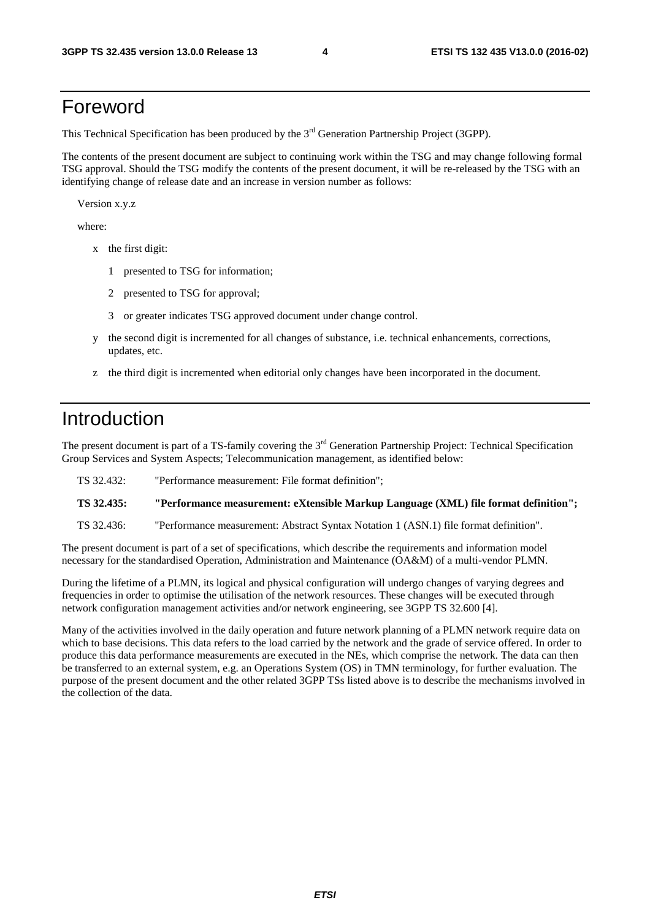# Foreword

This Technical Specification has been produced by the 3rd Generation Partnership Project (3GPP).

The contents of the present document are subject to continuing work within the TSG and may change following formal TSG approval. Should the TSG modify the contents of the present document, it will be re-released by the TSG with an identifying change of release date and an increase in version number as follows:

Version x.y.z

where:

- x the first digit:
  - 1 presented to TSG for information;
  - 2 presented to TSG for approval;
  - 3 or greater indicates TSG approved document under change control.
- y the second digit is incremented for all changes of substance, i.e. technical enhancements, corrections, updates, etc.
- z the third digit is incremented when editorial only changes have been incorporated in the document.

# Introduction

The present document is part of a TS-family covering the 3rd Generation Partnership Project: Technical Specification Group Services and System Aspects; Telecommunication management, as identified below:

TS 32.432: "Performance measurement: File format definition";

**TS 32.435: "Performance measurement: eXtensible Markup Language (XML) file format definition";**

TS 32.436: "Performance measurement: Abstract Syntax Notation 1 (ASN.1) file format definition".

The present document is part of a set of specifications, which describe the requirements and information model necessary for the standardised Operation, Administration and Maintenance (OA&M) of a multi-vendor PLMN.

During the lifetime of a PLMN, its logical and physical configuration will undergo changes of varying degrees and frequencies in order to optimise the utilisation of the network resources. These changes will be executed through network configuration management activities and/or network engineering, see 3GPP TS 32.600 [4].

Many of the activities involved in the daily operation and future network planning of a PLMN network require data on which to base decisions. This data refers to the load carried by the network and the grade of service offered. In order to produce this data performance measurements are executed in the NEs, which comprise the network. The data can then be transferred to an external system, e.g. an Operations System (OS) in TMN terminology, for further evaluation. The purpose of the present document and the other related 3GPP TSs listed above is to describe the mechanisms involved in the collection of the data.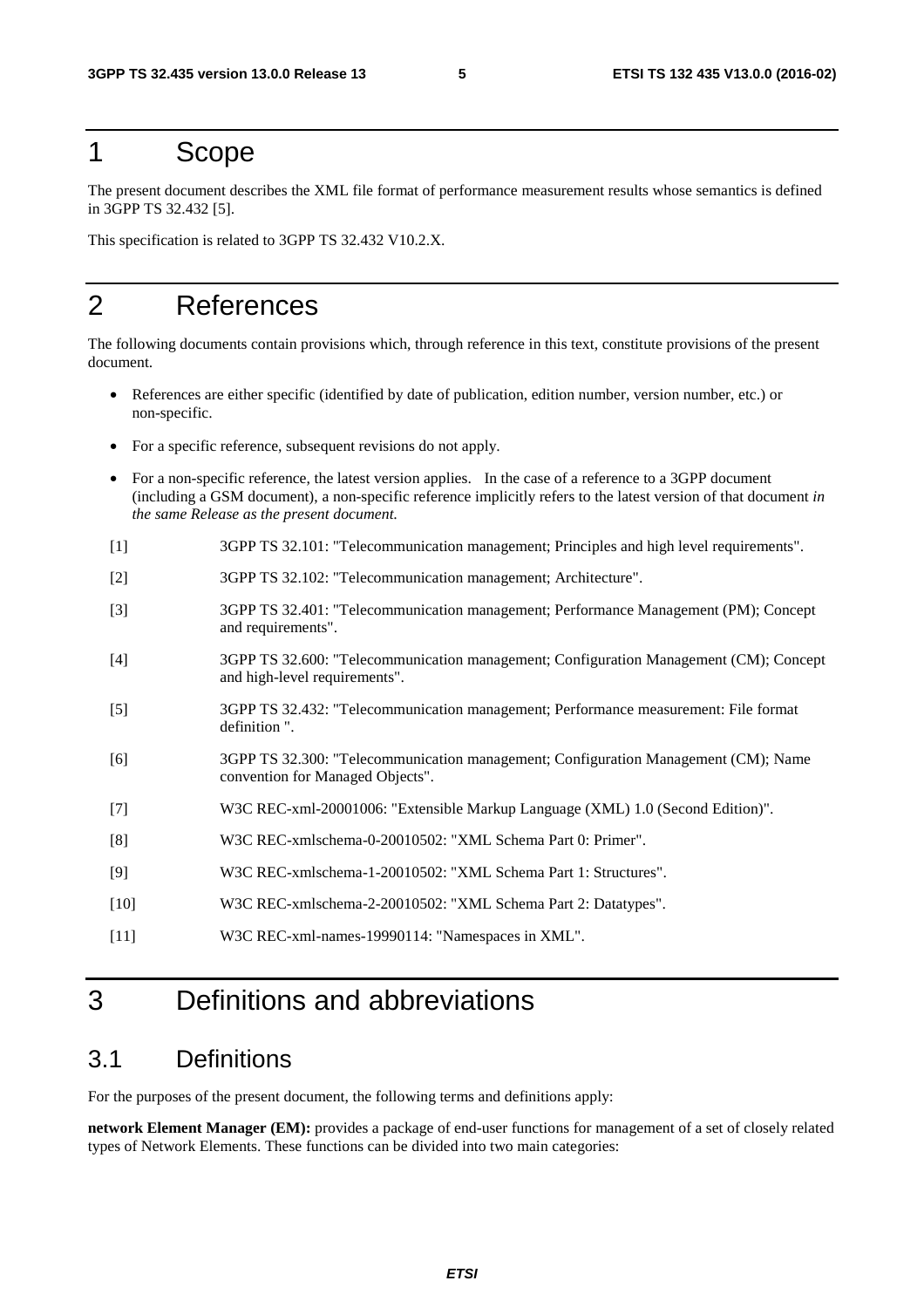# 1 Scope

The present document describes the XML file format of performance measurement results whose semantics is defined in 3GPP TS 32.432 [5].

This specification is related to 3GPP TS 32.432 V10.2.X.

# 2 References

The following documents contain provisions which, through reference in this text, constitute provisions of the present document.

- References are either specific (identified by date of publication, edition number, version number, etc.) or non-specific.
- For a specific reference, subsequent revisions do not apply.
- For a non-specific reference, the latest version applies. In the case of a reference to a 3GPP document (including a GSM document), a non-specific reference implicitly refers to the latest version of that document *in the same Release as the present document.*

[1] 3GPP TS 32.101: "Telecommunication management; Principles and high level requirements".

[2] 3GPP TS 32.102: "Telecommunication management; Architecture".

[3] 3GPP TS 32.401: "Telecommunication management; Performance Management (PM); Concept and requirements".

[4] 3GPP TS 32.600: "Telecommunication management; Configuration Management (CM); Concept and high-level requirements".

[5] 3GPP TS 32.432: "Telecommunication management; Performance measurement: File format definition ".

[6] 3GPP TS 32.300: "Telecommunication management; Configuration Management (CM); Name convention for Managed Objects".

[7] W3C REC-xml-20001006: "Extensible Markup Language (XML) 1.0 (Second Edition)".

[8] W3C REC-xmlschema-0-20010502: "XML Schema Part 0: Primer".

[9] W3C REC-xmlschema-1-20010502: "XML Schema Part 1: Structures".

[10] W3C REC-xmlschema-2-20010502: "XML Schema Part 2: Datatypes".

[11] W3C REC-xml-names-19990114: "Namespaces in XML".

# 3 Definitions and abbreviations

## 3.1 Definitions

For the purposes of the present document, the following terms and definitions apply:

**network Element Manager (EM):** provides a package of end-user functions for management of a set of closely related types of Network Elements. These functions can be divided into two main categories: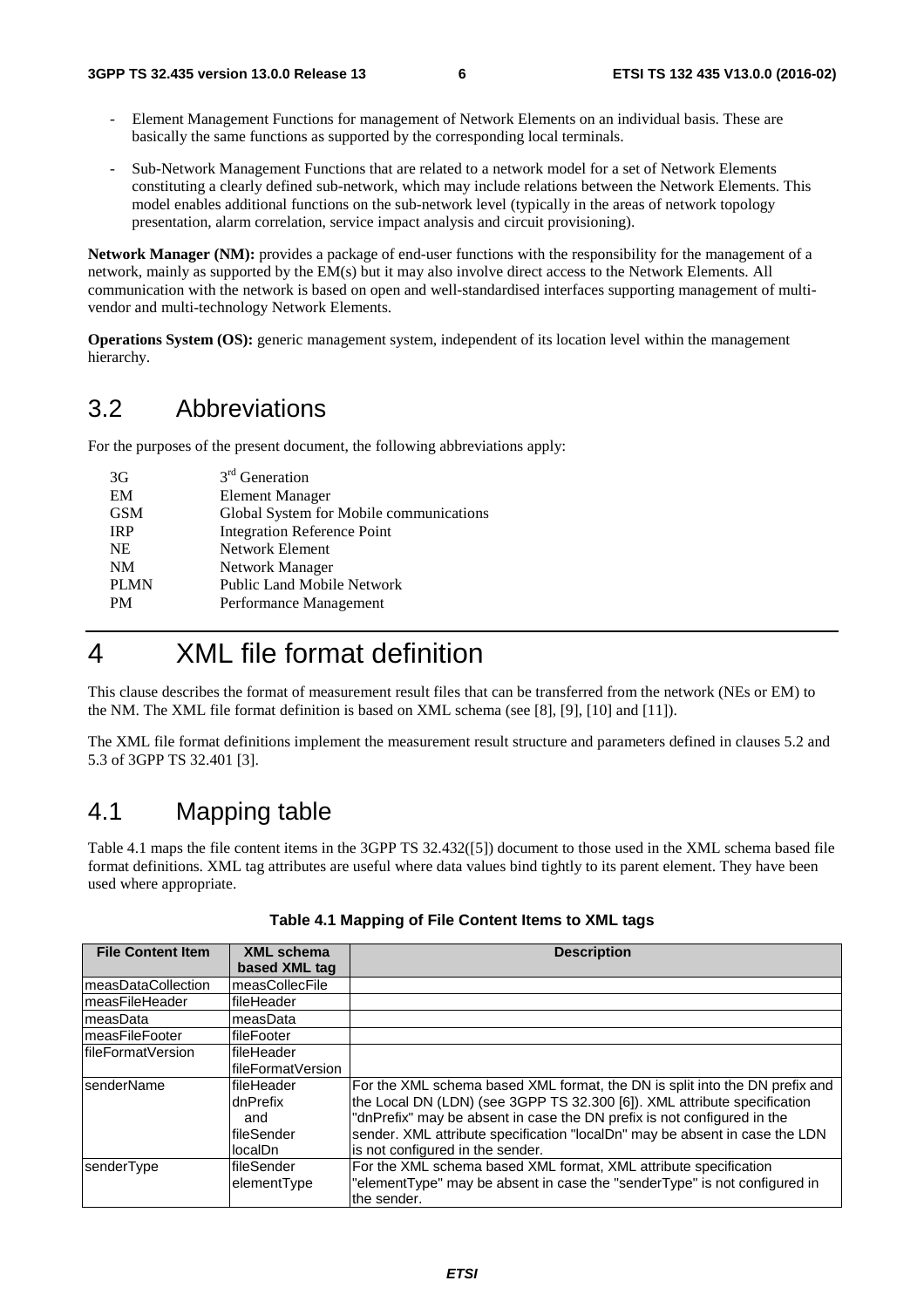- Element Management Functions for management of Network Elements on an individual basis. These are basically the same functions as supported by the corresponding local terminals.

- Sub-Network Management Functions that are related to a network model for a set of Network Elements constituting a clearly defined sub-network, which may include relations between the Network Elements. This model enables additional functions on the sub-network level (typically in the areas of network topology presentation, alarm correlation, service impact analysis and circuit provisioning).

**Network Manager (NM):** provides a package of end-user functions with the responsibility for the management of a network, mainly as supported by the EM(s) but it may also involve direct access to the Network Elements. All communication with the network is based on open and well-standardised interfaces supporting management of multi-vendor and multi-technology Network Elements.

**Operations System (OS):** generic management system, independent of its location level within the management hierarchy.

## 3.2 Abbreviations

For the purposes of the present document, the following abbreviations apply:

| | |
|---|---|
| 3G | 3rd Generation |
| EM | Element Manager |
| GSM | Global System for Mobile communications |
| IRP | Integration Reference Point |
| NE | Network Element |
| NM | Network Manager |
| PLMN | Public Land Mobile Network |
| PM | Performance Management |

# 4 XML file format definition

This clause describes the format of measurement result files that can be transferred from the network (NEs or EM) to the NM. The XML file format definition is based on XML schema (see [8], [9], [10] and [11]).

The XML file format definitions implement the measurement result structure and parameters defined in clauses 5.2 and 5.3 of 3GPP TS 32.401 [3].

## 4.1 Mapping table

Table 4.1 maps the file content items in the 3GPP TS 32.432([5]) document to those used in the XML schema based file format definitions. XML tag attributes are useful where data values bind tightly to its parent element. They have been used where appropriate.

**Table 4.1 Mapping of File Content Items to XML tags**

| File Content Item | XML schema based XML tag | Description |
|---|---|---|
| measDataCollection | measCollecFile | |
| measFileHeader | fileHeader | |
| measData | measData | |
| measFileFooter | fileFooter | |
| fileFormatVersion | fileHeader fileFormatVersion | |
| senderName | fileHeader dnPrefix and fileSender localDn | For the XML schema based XML format, the DN is split into the DN prefix and the Local DN (LDN) (see 3GPP TS 32.300 [6]). XML attribute specification "dnPrefix" may be absent in case the DN prefix is not configured in the sender. XML attribute specification "localDn" may be absent in case the LDN is not configured in the sender. |
| senderType | fileSender elementType | For the XML schema based XML format, XML attribute specification "elementType" may be absent in case the "senderType" is not configured in the sender. |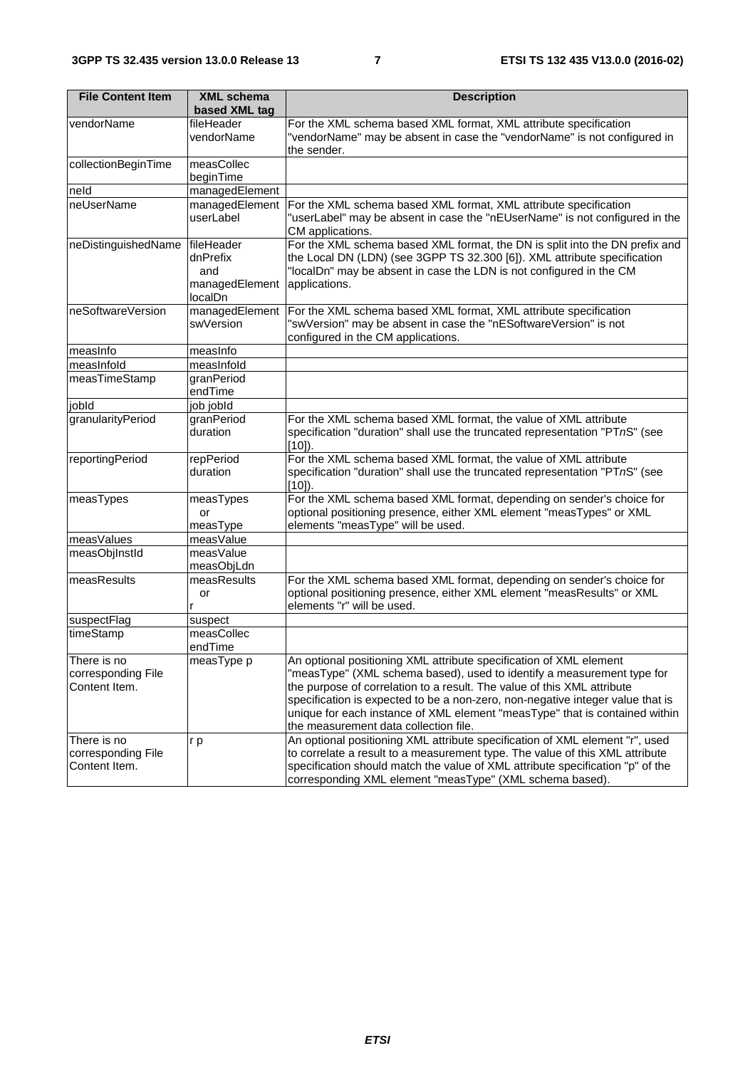| File Content Item | XML schema based XML tag | Description |
|---|---|---|
| vendorName | fileHeader vendorName | For the XML schema based XML format, XML attribute specification "vendorName" may be absent in case the "vendorName" is not configured in the sender. |
| collectionBeginTime | measCollec beginTime | |
| neId | managedElement | |
| neUserName | managedElement userLabel | For the XML schema based XML format, XML attribute specification "userLabel" may be absent in case the "nEUserName" is not configured in the CM applications. |
| neDistinguishedName | fileHeader dnPrefix and managedElement localDn | For the XML schema based XML format, the DN is split into the DN prefix and the Local DN (LDN) (see 3GPP TS 32.300 [6]). XML attribute specification "localDn" may be absent in case the LDN is not configured in the CM applications. |
| neSoftwareVersion | managedElement swVersion | For the XML schema based XML format, XML attribute specification "swVersion" may be absent in case the "nESoftwareVersion" is not configured in the CM applications. |
| measInfo | measInfo | |
| measInfoId | measInfoId | |
| measTimeStamp | granPeriod endTime | |
| jobId | job jobId | |
| granularityPeriod | granPeriod duration | For the XML schema based XML format, the value of XML attribute specification "duration" shall use the truncated representation "PT*n*S" (see [10]). |
| reportingPeriod | repPeriod duration | For the XML schema based XML format, the value of XML attribute specification "duration" shall use the truncated representation "PT*n*S" (see [10]). |
| measTypes | measTypes or measType | For the XML schema based XML format, depending on sender's choice for optional positioning presence, either XML element "measTypes" or XML elements "measType" will be used. |
| measValues | measValue | |
| measObjInstId | measValue measObjLdn | |
| measResults | measResults or r | For the XML schema based XML format, depending on sender's choice for optional positioning presence, either XML element "measResults" or XML elements "r" will be used. |
| suspectFlag | suspect | |
| timeStamp | measCollec endTime | |
| There is no corresponding File Content Item. | measType p | An optional positioning XML attribute specification of XML element "measType" (XML schema based), used to identify a measurement type for the purpose of correlation to a result. The value of this XML attribute specification is expected to be a non-zero, non-negative integer value that is unique for each instance of XML element "measType" that is contained within the measurement data collection file. |
| There is no corresponding File Content Item. | r p | An optional positioning XML attribute specification of XML element "r", used to correlate a result to a measurement type. The value of this XML attribute specification should match the value of XML attribute specification "p" of the corresponding XML element "measType" (XML schema based). |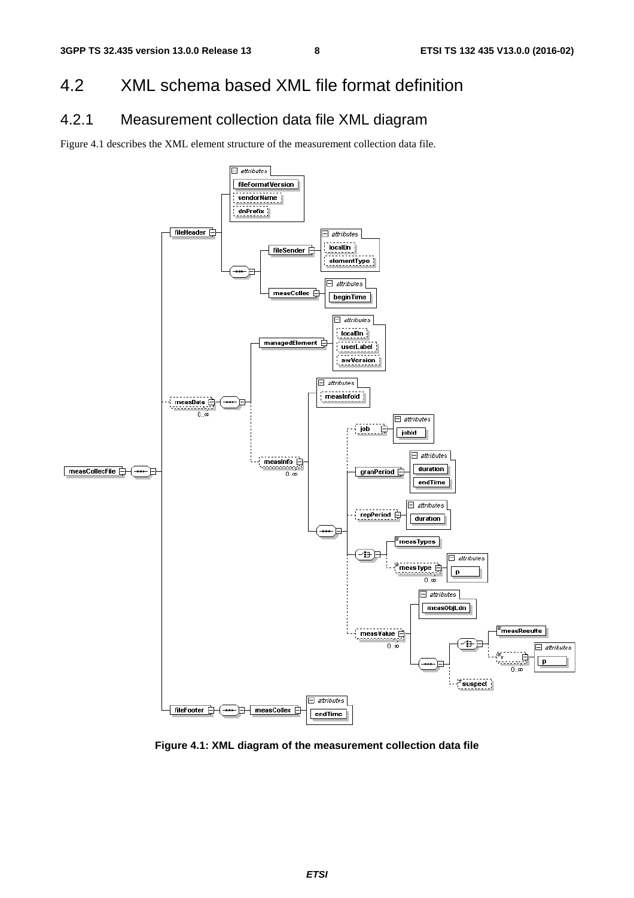## 4.2 XML schema based XML file format definition

### 4.2.1 Measurement collection data file XML diagram

Figure 4.1 describes the XML element structure of the measurement collection data file.

**Figure 4.1: XML diagram of the measurement collection data file**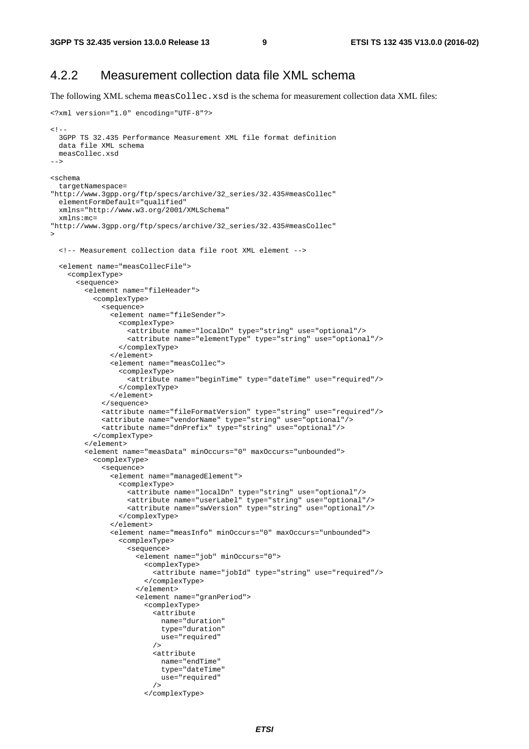### 4.2.2 Measurement collection data file XML schema

The following XML schema `measCollec.xsd` is the schema for measurement collection data XML files:

```
<?xml version="1.0" encoding="UTF-8"?>

<!--
  3GPP TS 32.435 Performance Measurement XML file format definition
  data file XML schema
  measCollec.xsd
-->

<schema
  targetNamespace=
"http://www.3gpp.org/ftp/specs/archive/32_series/32.435#measCollec"
  elementFormDefault="qualified"
  xmlns="http://www.w3.org/2001/XMLSchema"
  xmlns:mc=
"http://www.3gpp.org/ftp/specs/archive/32_series/32.435#measCollec"
>

  <!-- Measurement collection data file root XML element -->

  <element name="measCollecFile">
    <complexType>
      <sequence>
        <element name="fileHeader">
          <complexType>
            <sequence>
              <element name="fileSender">
                <complexType>
                  <attribute name="localDn" type="string" use="optional"/>
                  <attribute name="elementType" type="string" use="optional"/>
                </complexType>
              </element>
              <element name="measCollec">
                <complexType>
                  <attribute name="beginTime" type="dateTime" use="required"/>
                </complexType>
              </element>
            </sequence>
            <attribute name="fileFormatVersion" type="string" use="required"/>
            <attribute name="vendorName" type="string" use="optional"/>
            <attribute name="dnPrefix" type="string" use="optional"/>
          </complexType>
        </element>
        <element name="measData" minOccurs="0" maxOccurs="unbounded">
          <complexType>
            <sequence>
              <element name="managedElement">
                <complexType>
                  <attribute name="localDn" type="string" use="optional"/>
                  <attribute name="userLabel" type="string" use="optional"/>
                  <attribute name="swVersion" type="string" use="optional"/>
                </complexType>
              </element>
              <element name="measInfo" minOccurs="0" maxOccurs="unbounded">
                <complexType>
                  <sequence>
                    <element name="job" minOccurs="0">
                      <complexType>
                        <attribute name="jobId" type="string" use="required"/>
                      </complexType>
                    </element>
                    <element name="granPeriod">
                      <complexType>
                        <attribute
                          name="duration"
                          type="duration"
                          use="required"
                        />
                        <attribute
                          name="endTime"
                          type="dateTime"
                          use="required"
                        />
                      </complexType>
```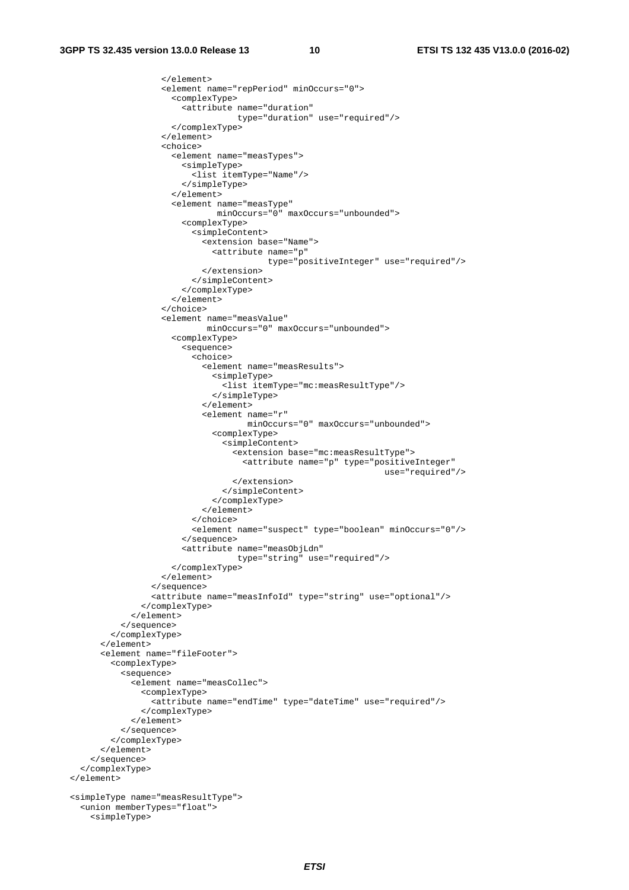```
                </element>
                <element name="repPeriod" minOccurs="0">
                  <complexType>
                    <attribute name="duration"
                               type="duration" use="required"/>
                  </complexType>
                </element>
                <choice>
                  <element name="measTypes">
                    <simpleType>
                      <list itemType="Name"/>
                    </simpleType>
                  </element>
                  <element name="measType"
                           minOccurs="0" maxOccurs="unbounded">
                    <complexType>
                      <simpleContent>
                        <extension base="Name">
                          <attribute name="p"
                                     type="positiveInteger" use="required"/>
                        </extension>
                      </simpleContent>
                    </complexType>
                  </element>
                </choice>
                <element name="measValue"
                         minOccurs="0" maxOccurs="unbounded">
                  <complexType>
                    <sequence>
                      <choice>
                        <element name="measResults">
                          <simpleType>
                            <list itemType="mc:measResultType"/>
                          </simpleType>
                        </element>
                        <element name="r"
                                 minOccurs="0" maxOccurs="unbounded">
                          <complexType>
                            <simpleContent>
                              <extension base="mc:measResultType">
                                <attribute name="p" type="positiveInteger"
                                                            use="required"/>
                              </extension>
                            </simpleContent>
                          </complexType>
                        </element>
                      </choice>
                      <element name="suspect" type="boolean" minOccurs="0"/>
                    </sequence>
                    <attribute name="measObjLdn"
                               type="string" use="required"/>
                  </complexType>
                </element>
              </sequence>
              <attribute name="measInfoId" type="string" use="optional"/>
            </complexType>
          </element>
        </sequence>
      </complexType>
    </element>
    <element name="fileFooter">
      <complexType>
        <sequence>
          <element name="measCollec">
            <complexType>
              <attribute name="endTime" type="dateTime" use="required"/>
            </complexType>
          </element>
        </sequence>
      </complexType>
    </element>
  </sequence>
 </complexType>
</element>

<simpleType name="measResultType">
  <union memberTypes="float">
    <simpleType>
```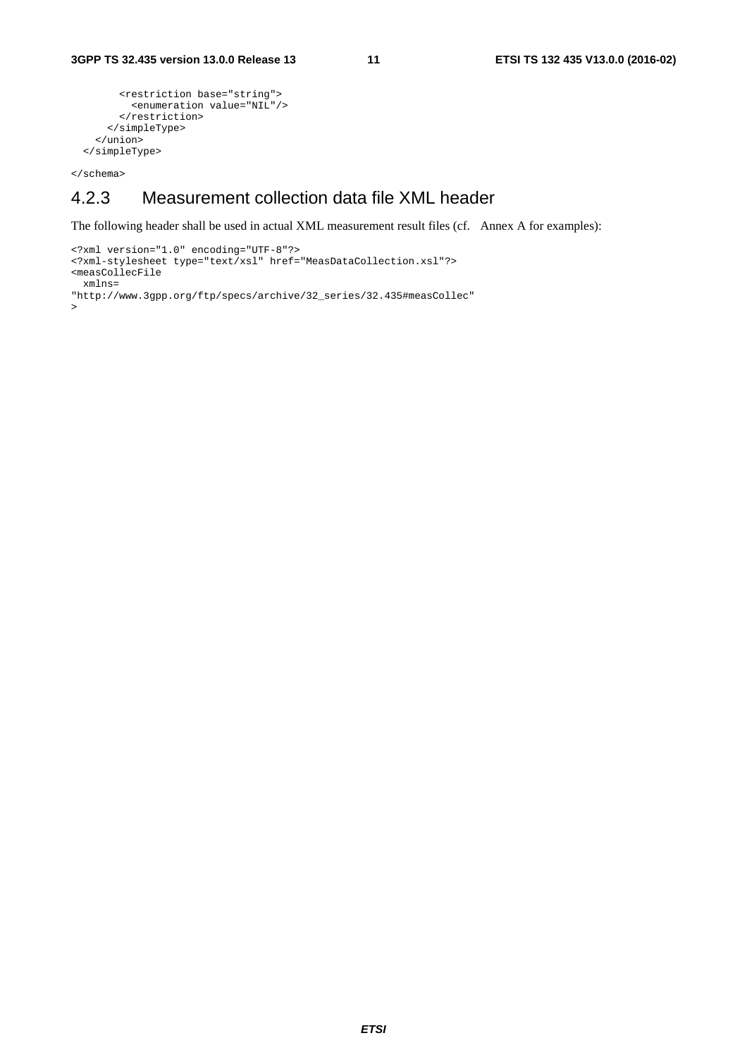```
        <restriction base="string">
          <enumeration value="NIL"/>
        </restriction>
      </simpleType>
    </union>
  </simpleType>

</schema>
```

### 4.2.3 Measurement collection data file XML header

The following header shall be used in actual XML measurement result files (cf. Annex A for examples):

```
<?xml version="1.0" encoding="UTF-8"?>
<?xml-stylesheet type="text/xsl" href="MeasDataCollection.xsl"?>
<measCollecFile
  xmlns=
"http://www.3gpp.org/ftp/specs/archive/32_series/32.435#measCollec"
>
```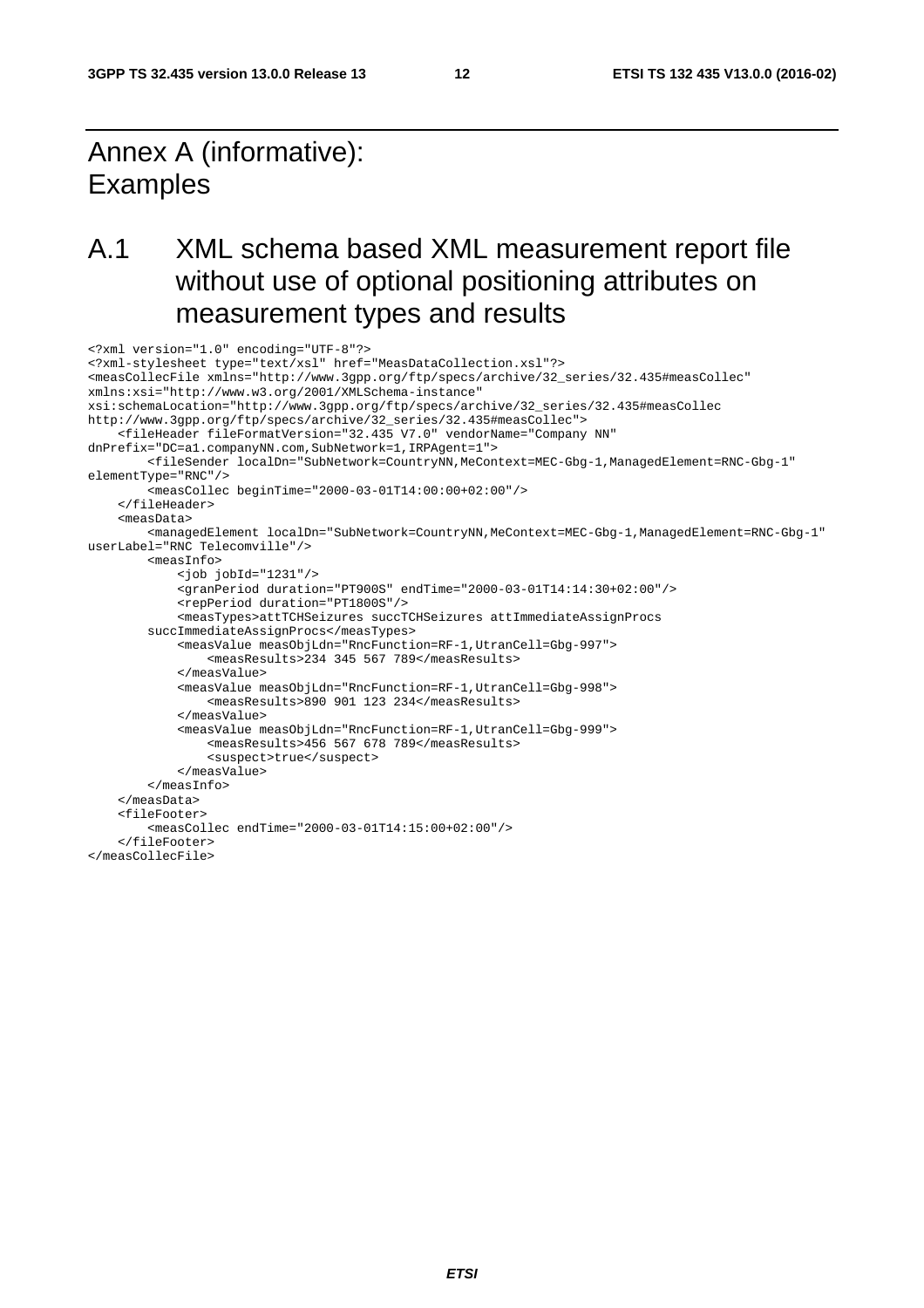# Annex A (informative): Examples

## A.1 XML schema based XML measurement report file without use of optional positioning attributes on measurement types and results

```
<?xml version="1.0" encoding="UTF-8"?>
<?xml-stylesheet type="text/xsl" href="MeasDataCollection.xsl"?>
<measCollecFile xmlns="http://www.3gpp.org/ftp/specs/archive/32_series/32.435#measCollec"
xmlns:xsi="http://www.w3.org/2001/XMLSchema-instance"
xsi:schemaLocation="http://www.3gpp.org/ftp/specs/archive/32_series/32.435#measCollec
http://www.3gpp.org/ftp/specs/archive/32_series/32.435#measCollec">
    <fileHeader fileFormatVersion="32.435 V7.0" vendorName="Company NN"
dnPrefix="DC=a1.companyNN.com,SubNetwork=1,IRPAgent=1">
        <fileSender localDn="SubNetwork=CountryNN,MeContext=MEC-Gbg-1,ManagedElement=RNC-Gbg-1"
elementType="RNC"/>
        <measCollec beginTime="2000-03-01T14:00:00+02:00"/>
    </fileHeader>
    <measData>
        <managedElement localDn="SubNetwork=CountryNN,MeContext=MEC-Gbg-1,ManagedElement=RNC-Gbg-1"
userLabel="RNC Telecomville"/>
        <measInfo>
            <job jobId="1231"/>
            <granPeriod duration="PT900S" endTime="2000-03-01T14:14:30+02:00"/>
            <repPeriod duration="PT1800S"/>
            <measTypes>attTCHSeizures succTCHSeizures attImmediateAssignProcs
        succImmediateAssignProcs</measTypes>
            <measValue measObjLdn="RncFunction=RF-1,UtranCell=Gbg-997">
                <measResults>234 345 567 789</measResults>
            </measValue>
            <measValue measObjLdn="RncFunction=RF-1,UtranCell=Gbg-998">
                <measResults>890 901 123 234</measResults>
            </measValue>
            <measValue measObjLdn="RncFunction=RF-1,UtranCell=Gbg-999">
                <measResults>456 567 678 789</measResults>
                <suspect>true</suspect>
            </measValue>
        </measInfo>
    </measData>
    <fileFooter>
        <measCollec endTime="2000-03-01T14:15:00+02:00"/>
    </fileFooter>
</measCollecFile>
```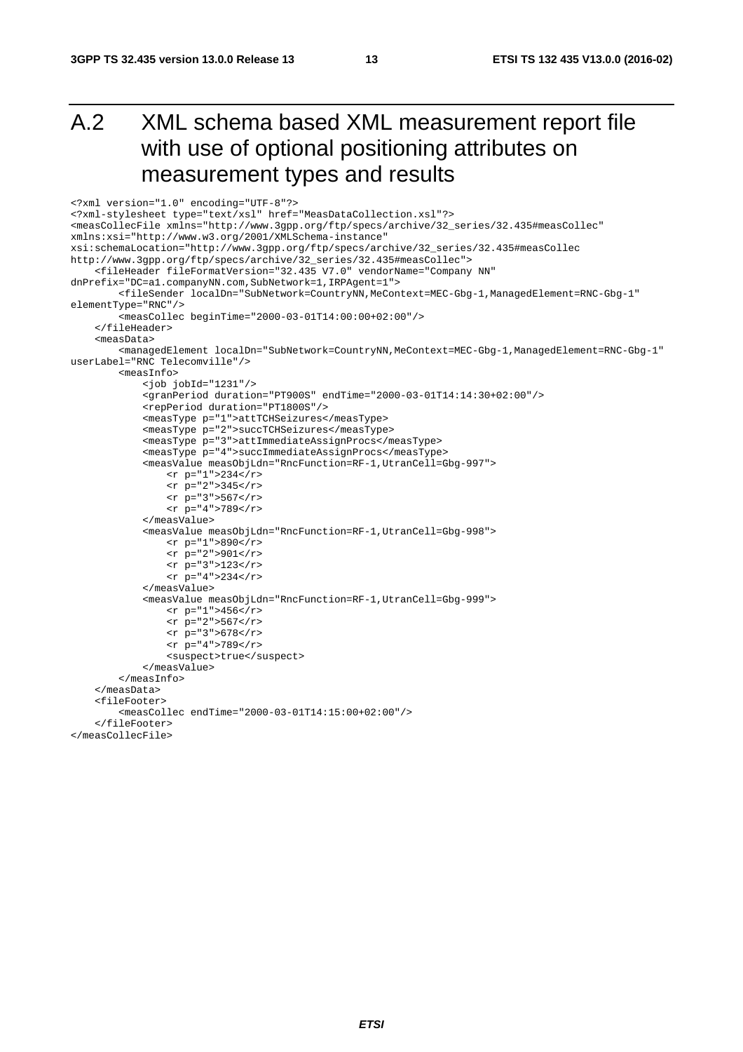# A.2 XML schema based XML measurement report file with use of optional positioning attributes on measurement types and results

```
<?xml version="1.0" encoding="UTF-8"?>
<?xml-stylesheet type="text/xsl" href="MeasDataCollection.xsl"?>
<measCollecFile xmlns="http://www.3gpp.org/ftp/specs/archive/32_series/32.435#measCollec"
xmlns:xsi="http://www.w3.org/2001/XMLSchema-instance"
xsi:schemaLocation="http://www.3gpp.org/ftp/specs/archive/32_series/32.435#measCollec
http://www.3gpp.org/ftp/specs/archive/32_series/32.435#measCollec">
    <fileHeader fileFormatVersion="32.435 V7.0" vendorName="Company NN"
dnPrefix="DC=a1.companyNN.com,SubNetwork=1,IRPAgent=1">
        <fileSender localDn="SubNetwork=CountryNN,MeContext=MEC-Gbg-1,ManagedElement=RNC-Gbg-1"
elementType="RNC"/>
        <measCollec beginTime="2000-03-01T14:00:00+02:00"/>
    </fileHeader>
    <measData>
        <managedElement localDn="SubNetwork=CountryNN,MeContext=MEC-Gbg-1,ManagedElement=RNC-Gbg-1"
userLabel="RNC Telecomville"/>
        <measInfo>
            <job jobId="1231"/>
            <granPeriod duration="PT900S" endTime="2000-03-01T14:14:30+02:00"/>
            <repPeriod duration="PT1800S"/>
            <measType p="1">attTCHSeizures</measType>
            <measType p="2">succTCHSeizures</measType>
            <measType p="3">attImmediateAssignProcs</measType>
            <measType p="4">succImmediateAssignProcs</measType>
            <measValue measObjLdn="RncFunction=RF-1,UtranCell=Gbg-997">
                <r p="1">234</r>
                <r p="2">345</r>
                <r p="3">567</r>
                <r p="4">789</r>
            </measValue>
            <measValue measObjLdn="RncFunction=RF-1,UtranCell=Gbg-998">
                <r p="1">890</r>
                <r p="2">901</r>
                <r p="3">123</r>
                <r p="4">234</r>
            </measValue>
            <measValue measObjLdn="RncFunction=RF-1,UtranCell=Gbg-999">
                <r p="1">456</r>
                <r p="2">567</r>
                <r p="3">678</r>
                <r p="4">789</r>
                <suspect>true</suspect>
            </measValue>
        </measInfo>
    </measData>
    <fileFooter>
        <measCollec endTime="2000-03-01T14:15:00+02:00"/>
    </fileFooter>
</measCollecFile>
```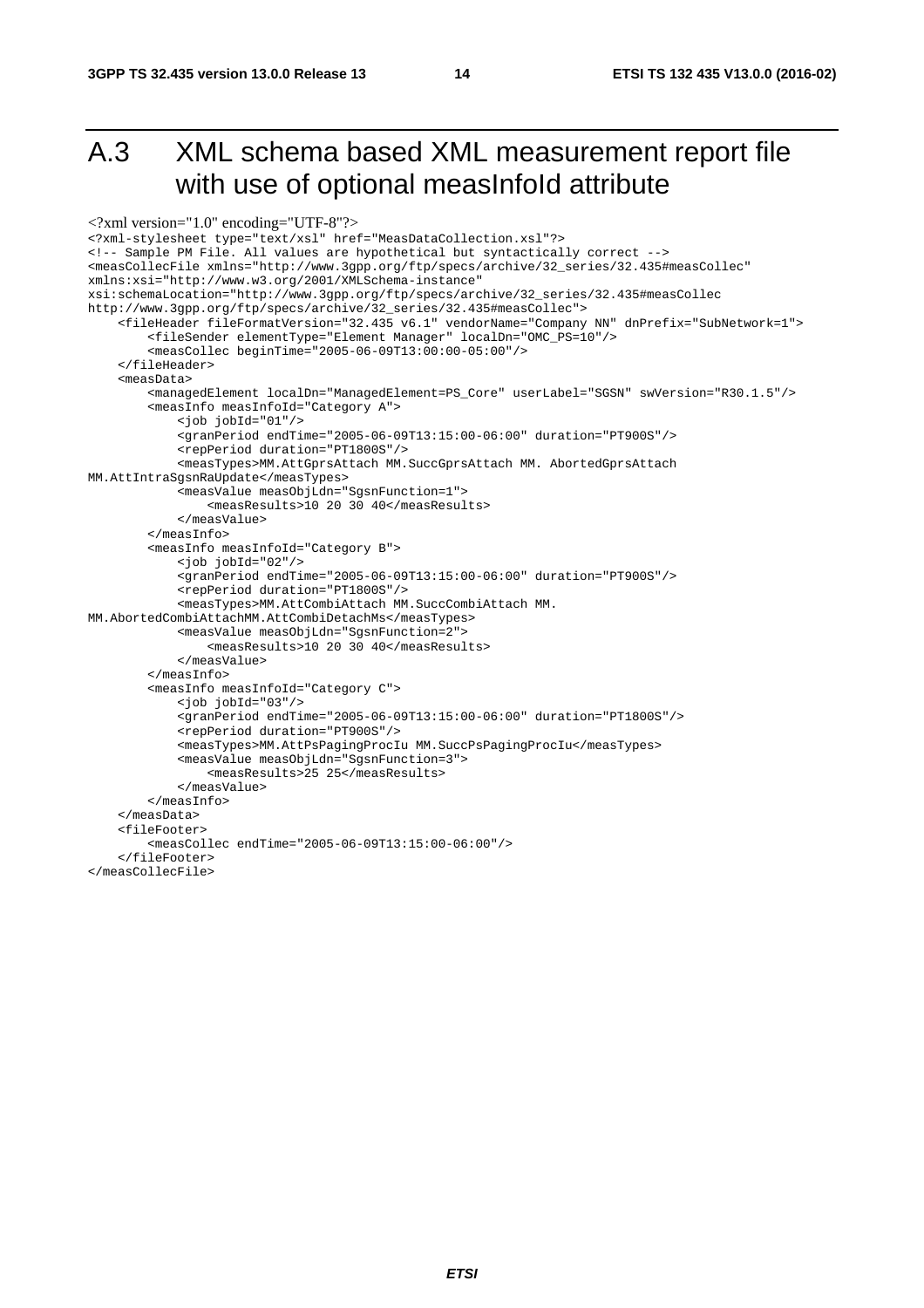# A.3 XML schema based XML measurement report file with use of optional measInfoId attribute

```
<?xml version="1.0" encoding="UTF-8"?>
<?xml-stylesheet type="text/xsl" href="MeasDataCollection.xsl"?>
<!-- Sample PM File. All values are hypothetical but syntactically correct -->
<measCollecFile xmlns="http://www.3gpp.org/ftp/specs/archive/32_series/32.435#measCollec"
xmlns:xsi="http://www.w3.org/2001/XMLSchema-instance"
xsi:schemaLocation="http://www.3gpp.org/ftp/specs/archive/32_series/32.435#measCollec
http://www.3gpp.org/ftp/specs/archive/32_series/32.435#measCollec">
    <fileHeader fileFormatVersion="32.435 v6.1" vendorName="Company NN" dnPrefix="SubNetwork=1">
        <fileSender elementType="Element Manager" localDn="OMC_PS=10"/>
        <measCollec beginTime="2005-06-09T13:00:00-05:00"/>
    </fileHeader>
    <measData>
        <managedElement localDn="ManagedElement=PS_Core" userLabel="SGSN" swVersion="R30.1.5"/>
        <measInfo measInfoId="Category A">
            <job jobId="01"/>
            <granPeriod endTime="2005-06-09T13:15:00-06:00" duration="PT900S"/>
            <repPeriod duration="PT1800S"/>
            <measTypes>MM.AttGprsAttach MM.SuccGprsAttach MM. AbortedGprsAttach
MM.AttIntraSgsnRaUpdate</measTypes>
            <measValue measObjLdn="SgsnFunction=1">
                <measResults>10 20 30 40</measResults>
            </measValue>
        </measInfo>
        <measInfo measInfoId="Category B">
            <job jobId="02"/>
            <granPeriod endTime="2005-06-09T13:15:00-06:00" duration="PT900S"/>
            <repPeriod duration="PT1800S"/>
            <measTypes>MM.AttCombiAttach MM.SuccCombiAttach MM.
MM.AbortedCombiAttachMM.AttCombiDetachMs</measTypes>
            <measValue measObjLdn="SgsnFunction=2">
                <measResults>10 20 30 40</measResults>
            </measValue>
        </measInfo>
        <measInfo measInfoId="Category C">
            <job jobId="03"/>
            <granPeriod endTime="2005-06-09T13:15:00-06:00" duration="PT1800S"/>
            <repPeriod duration="PT900S"/>
            <measTypes>MM.AttPsPagingProcIu MM.SuccPsPagingProcIu</measTypes>
            <measValue measObjLdn="SgsnFunction=3">
                <measResults>25 25</measResults>
            </measValue>
        </measInfo>
    </measData>
    <fileFooter>
        <measCollec endTime="2005-06-09T13:15:00-06:00"/>
    </fileFooter>
</measCollecFile>
```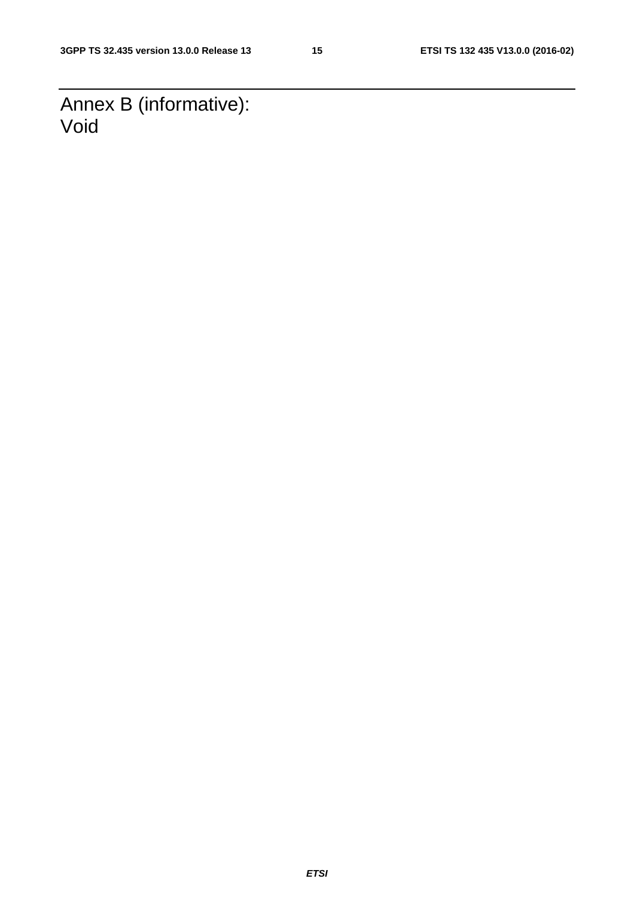# Annex B (informative): Void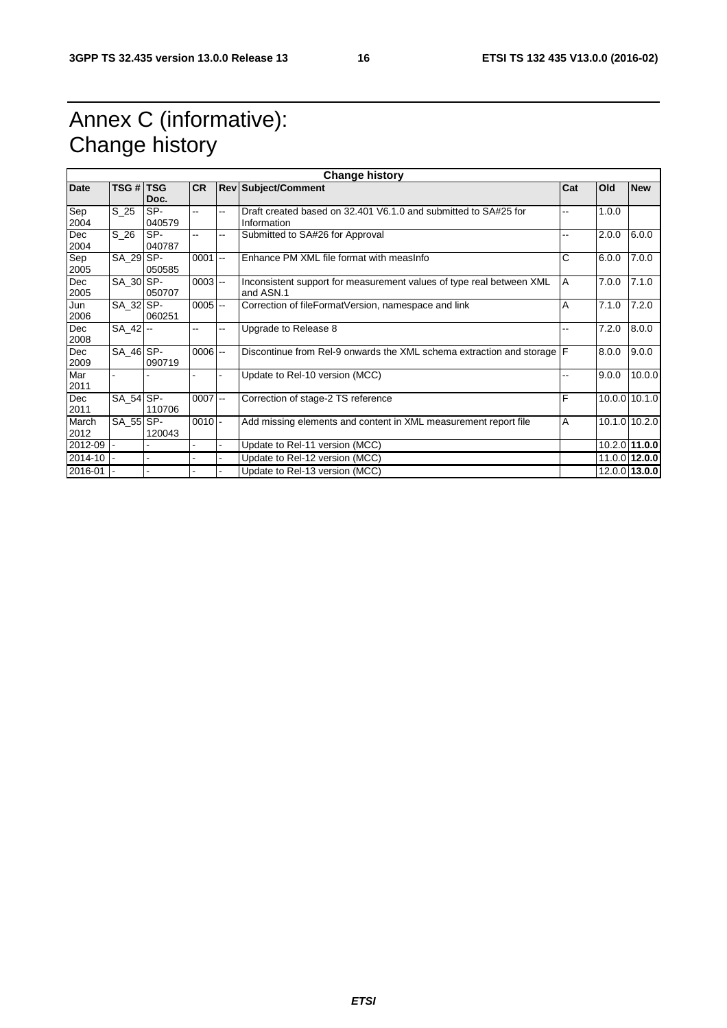# Annex C (informative): Change history

| Change history | | | | | | | | |
|---|---|---|---|---|---|---|---|---|
| **Date** | **TSG #** | **TSG Doc.** | **CR** | **Rev** | **Subject/Comment** | **Cat** | **Old** | **New** |
| Sep 2004 | S_25 | SP-040579 | -- | -- | Draft created based on 32.401 V6.1.0 and submitted to SA#25 for Information | -- | 1.0.0 | |
| Dec 2004 | S_26 | SP-040787 | -- | -- | Submitted to SA#26 for Approval | -- | 2.0.0 | 6.0.0 |
| Sep 2005 | SA_29 | SP-050585 | 0001 | -- | Enhance PM XML file format with measInfo | C | 6.0.0 | 7.0.0 |
| Dec 2005 | SA_30 | SP-050707 | 0003 | -- | Inconsistent support for measurement values of type real between XML and ASN.1 | A | 7.0.0 | 7.1.0 |
| Jun 2006 | SA_32 | SP-060251 | 0005 | -- | Correction of fileFormatVersion, namespace and link | A | 7.1.0 | 7.2.0 |
| Dec 2008 | SA_42 | -- | -- | -- | Upgrade to Release 8 | -- | 7.2.0 | 8.0.0 |
| Dec 2009 | SA_46 | SP-090719 | 0006 | -- | Discontinue from Rel-9 onwards the XML schema extraction and storage | F | 8.0.0 | 9.0.0 |
| Mar 2011 | - | - | - | - | Update to Rel-10 version (MCC) | -- | 9.0.0 | 10.0.0 |
| Dec 2011 | SA_54 | SP-110706 | 0007 | -- | Correction of stage-2 TS reference | F | 10.0.0 | 10.1.0 |
| March 2012 | SA_55 | SP-120043 | 0010 | - | Add missing elements and content in XML measurement report file | A | 10.1.0 | 10.2.0 |
| 2012-09 | - | - | - | - | Update to Rel-11 version (MCC) | | 10.2.0 | **11.0.0** |
| 2014-10 | - | - | - | - | Update to Rel-12 version (MCC) | | 11.0.0 | **12.0.0** |
| 2016-01 | - | - | - | - | Update to Rel-13 version (MCC) | | 12.0.0 | **13.0.0** |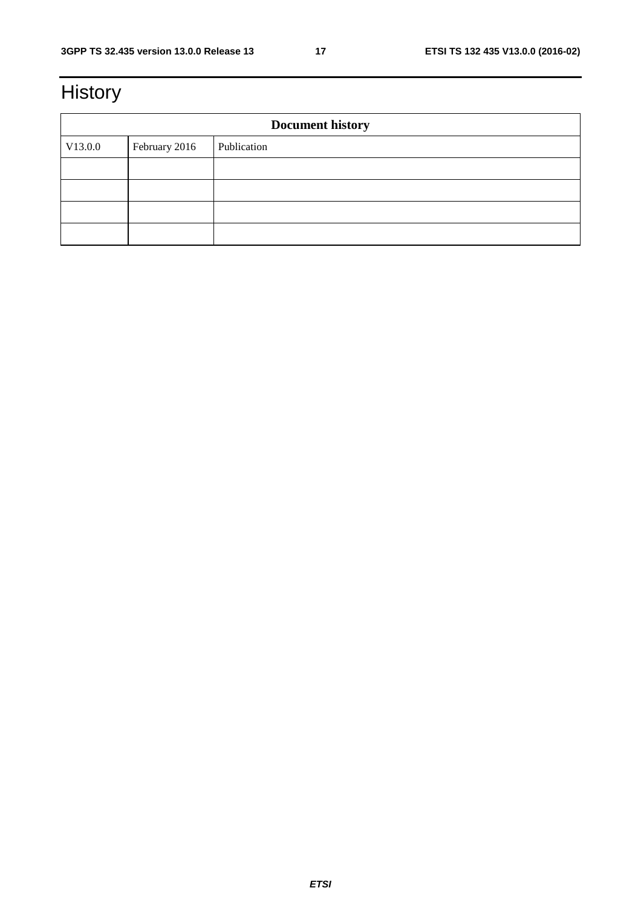# History

| Document history | | |
|---|---|---|
| V13.0.0 | February 2016 | Publication |
| | | |
| | | |
| | | |
| | | |